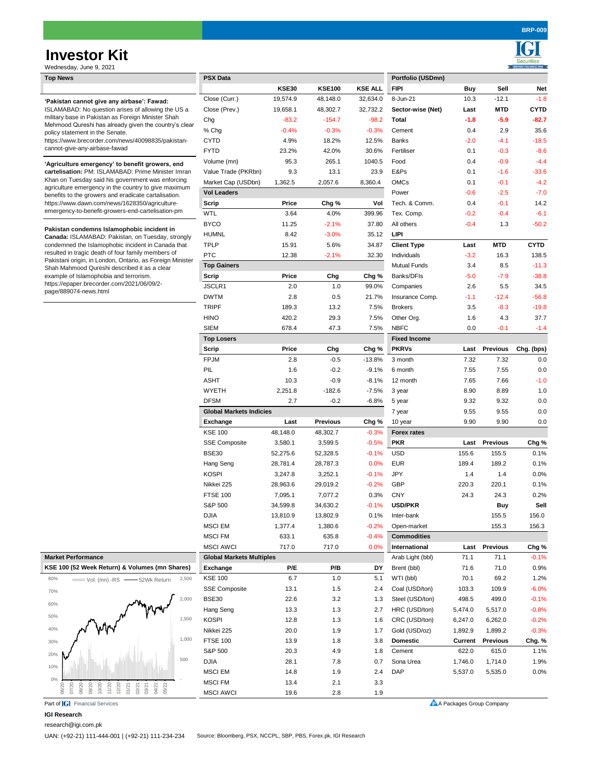BRP-009

# Investor Kit

Wednesday, June 9, 2021

## Top News

**'Pakistan cannot give any airbase': Fawad:** ISLAMABAD: No question arises of allowing the US a military base in Pakistan as Foreign Minister Shah Mehmood Qureshi has already given the country's clear policy statement in the Senate.
https://www.brecorder.com/news/40098835/pakistan-cannot-give-any-airbase-fawad

**'Agriculture emergency' to benefit growers, end cartelisation:** PM: ISLAMABAD: Prime Minister Imran Khan on Tuesday said his government was enforcing agriculture emergency in the country to give maximum benefits to the growers and eradicate cartelisation.
https://www.dawn.com/news/1628350/agriculture-emergency-to-benefit-growers-end-cartelisation-pm

**Pakistan condemns Islamophobic incident in Canada:** ISLAMABAD: Pakistan, on Tuesday, strongly condemned the Islamophobic incident in Canada that resulted in tragic death of four family members of Pakistani origin, in London, Ontario, as Foreign Minister Shah Mahmood Qureshi described it as a clear example of Islamophobia and terrorism.
https://epaper.brecorder.com/2021/06/09/2-page/889074-news.html

## Market Performance

KSE 100 (52 Week Return) & Volumes (mn Shares)

Vol. (mn) -RS — 52Wk Return

80%, 70%, 60%, 50%, 40%, 30%, 20%, 10%, 0%

2,500, 2,000, 1,500, 1,000, 500, -

06/20 07/20 08/20 09/20 10/20 11/20 12/20 01/21 02/21 03/21 04/21 05/21

## PSX Data

| | KSE30 | KSE100 | KSE ALL |
|---|---|---|---|
| Close (Curr.) | 19,574.9 | 48,148.0 | 32,634.0 |
| Close (Prev.) | 19,658.1 | 48,302.7 | 32,732.2 |
| Chg | -83.2 | -154.7 | -98.2 |
| % Chg | -0.4% | -0.3% | -0.3% |
| CYTD | 4.9% | 18.2% | 12.5% |
| FYTD | 23.2% | 42.0% | 30.6% |
| Volume (mn) | 95.3 | 265.1 | 1040.5 |
| Value Trade (PKRbn) | 9.3 | 13.1 | 23.9 |
| Market Cap (USDbn) | 1,362.5 | 2,057.6 | 8,360.4 |

### Vol Leaders

| Scrip | Price | Chg % | Vol |
|---|---|---|---|
| WTL | 3.64 | 4.0% | 399.96 |
| BYCO | 11.25 | -2.1% | 37.80 |
| HUMNL | 8.42 | -3.0% | 35.12 |
| TPLP | 15.91 | 5.6% | 34.87 |
| PTC | 12.38 | -2.1% | 32.30 |

### Top Gainers

| Scrip | Price | Chg | Chg % |
|---|---|---|---|
| JSCLR1 | 2.0 | 1.0 | 99.0% |
| DWTM | 2.8 | 0.5 | 21.7% |
| TRIPF | 189.3 | 13.2 | 7.5% |
| HINO | 420.2 | 29.3 | 7.5% |
| SIEM | 678.4 | 47.3 | 7.5% |

### Top Losers

| Scrip | Price | Chg | Chg % |
|---|---|---|---|
| FPJM | 2.8 | -0.5 | -13.8% |
| PIL | 1.6 | -0.2 | -9.1% |
| ASHT | 10.3 | -0.9 | -8.1% |
| WYETH | 2,251.8 | -182.6 | -7.5% |
| DFSM | 2.7 | -0.2 | -6.8% |

### Global Markets Indicies

| Exchange | Last | Previous | Chg % |
|---|---|---|---|
| KSE 100 | 48,148.0 | 48,302.7 | -0.3% |
| SSE Composite | 3,580.1 | 3,599.5 | -0.5% |
| BSE30 | 52,275.6 | 52,328.5 | -0.1% |
| Hang Seng | 28,781.4 | 28,787.3 | 0.0% |
| KOSPI | 3,247.8 | 3,252.1 | -0.1% |
| Nikkei 225 | 28,963.6 | 29,019.2 | -0.2% |
| FTSE 100 | 7,095.1 | 7,077.2 | 0.3% |
| S&P 500 | 34,599.8 | 34,630.2 | -0.1% |
| DJIA | 13,810.9 | 13,802.9 | 0.1% |
| MSCI EM | 1,377.4 | 1,380.6 | -0.2% |
| MSCI FM | 633.1 | 635.8 | -0.4% |
| MSCI AWCI | 717.0 | 717.0 | 0.0% |

### Global Markets Multiples

| Exchange | P/E | P/B | DY |
|---|---|---|---|
| KSE 100 | 6.7 | 1.0 | 5.1 |
| SSE Composite | 13.1 | 1.5 | 2.4 |
| BSE30 | 22.6 | 3.2 | 1.3 |
| Hang Seng | 13.3 | 1.3 | 2.7 |
| KOSPI | 12.8 | 1.3 | 1.6 |
| Nikkei 225 | 20.0 | 1.9 | 1.7 |
| FTSE 100 | 13.9 | 1.8 | 3.8 |
| S&P 500 | 20.3 | 4.9 | 1.8 |
| DJIA | 28.1 | 7.8 | 0.7 |
| MSCI EM | 14.8 | 1.9 | 2.4 |
| MSCI FM | 13.4 | 2.1 | 3.3 |
| MSCI AWCI | 19.6 | 2.8 | 1.9 |

## Portfolio (USDmn)

| FIPI | Buy | Sell | Net |
|---|---|---|---|
| 8-Jun-21 | 10.3 | -12.1 | -1.8 |
| **Sector-wise (Net)** | **Last** | **MTD** | **CYTD** |
| **Total** | **-1.8** | **-5.9** | **-82.7** |
| Cement | 0.4 | 2.9 | 35.6 |
| Banks | -2.0 | -4.1 | -18.5 |
| Fertiliser | 0.1 | -0.3 | -8.6 |
| Food | 0.4 | -0.9 | -4.4 |
| E&Ps | 0.1 | -1.6 | -33.6 |
| OMCs | 0.1 | -0.1 | -4.2 |
| Power | -0.6 | -2.5 | -7.0 |
| Tech. & Comm. | 0.4 | -0.1 | 14.2 |
| Tex. Comp. | -0.2 | -0.4 | -6.1 |
| All others | -0.4 | 1.3 | -50.2 |

### LIPI

| Client Type | Last | MTD | CYTD |
|---|---|---|---|
| Individuals | -3.2 | 16.3 | 138.5 |
| Mutual Funds | 3.4 | 8.5 | -11.3 |
| Banks/DFIs | -5.0 | -7.9 | -38.8 |
| Companies | 2.6 | 5.5 | 34.5 |
| Insurance Comp. | -1.1 | -12.4 | -56.8 |
| Brokers | 3.5 | -8.3 | -19.8 |
| Other Org. | 1.6 | 4.3 | 37.7 |
| NBFC | 0.0 | -0.1 | -1.4 |

### Fixed Income

| PKRVs | Last | Previous | Chg. (bps) |
|---|---|---|---|
| 3 month | 7.32 | 7.32 | 0.0 |
| 6 month | 7.55 | 7.55 | 0.0 |
| 12 month | 7.65 | 7.66 | -1.0 |
| 3 year | 8.90 | 8.89 | 1.0 |
| 5 year | 9.32 | 9.32 | 0.0 |
| 7 year | 9.55 | 9.55 | 0.0 |
| 10 year | 9.90 | 9.90 | 0.0 |

### Forex rates

| PKR | Last | Previous | Chg % |
|---|---|---|---|
| USD | 155.6 | 155.5 | 0.1% |
| EUR | 189.4 | 189.2 | 0.1% |
| JPY | 1.4 | 1.4 | 0.0% |
| GBP | 220.3 | 220.1 | 0.1% |
| CNY | 24.3 | 24.3 | 0.2% |
| **USD/PKR** | | **Buy** | **Sell** |
| Inter-bank | | 155.5 | 156.0 |
| Open-market | | 155.3 | 156.3 |

### Commodities

| International | Last | Previous | Chg % |
|---|---|---|---|
| Arab Light (bbl) | 71.1 | 71.1 | -0.1% |
| Brent (bbl) | 71.6 | 71.0 | 0.9% |
| WTI (bbl) | 70.1 | 69.2 | 1.2% |
| Coal (USD/ton) | 103.3 | 109.9 | -6.0% |
| Steel (USD/ton) | 498.5 | 499.0 | -0.1% |
| HRC (USD/ton) | 5,474.0 | 5,517.0 | -0.8% |
| CRC (USD/ton) | 6,247.0 | 6,262.0 | -0.2% |
| Gold (USD/oz) | 1,892.9 | 1,899.2 | -0.3% |
| **Domestic** | **Current** | **Previous** | **Chg. %** |
| Cement | 622.0 | 615.0 | 1.1% |
| Sona Urea | 1,746.0 | 1,714.0 | 1.9% |
| DAP | 5,537.0 | 5,535.0 | 0.0% |

Part of IGI Financial Services

A Packages Group Company

**IGI Research**

research@igi.com.pk

UAN: (+92-21) 111-444-001 | (+92-21) 111-234-234

Source: Bloomberg, PSX, NCCPL, SBP, PBS, Forex.pk, IGI Research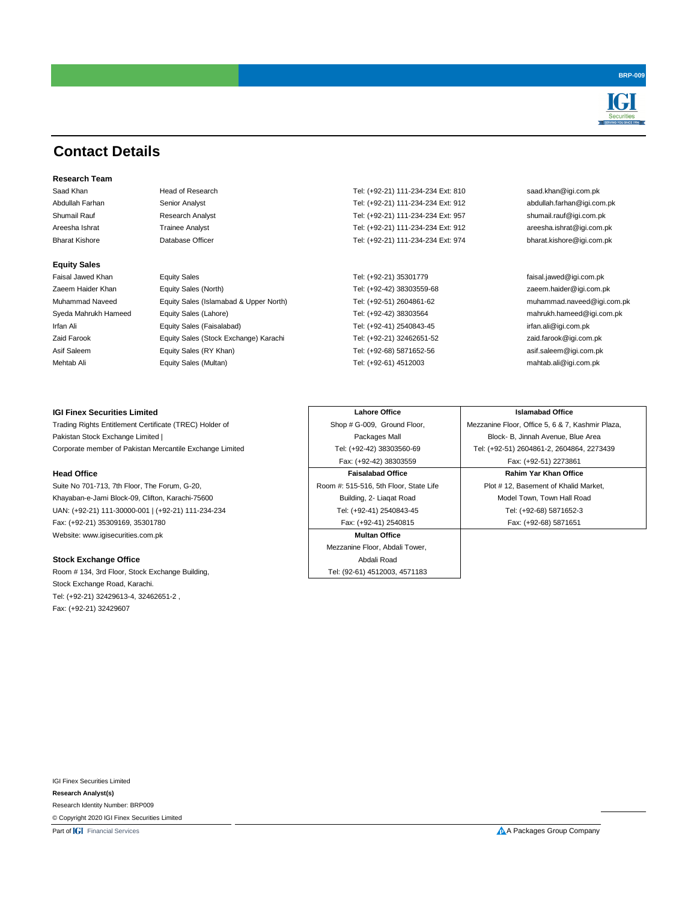## Contact Details

**Research Team**

| | | | |
|---|---|---|---|
| Saad Khan | Head of Research | Tel: (+92-21) 111-234-234 Ext: 810 | saad.khan@igi.com.pk |
| Abdullah Farhan | Senior Analyst | Tel: (+92-21) 111-234-234 Ext: 912 | abdullah.farhan@igi.com.pk |
| Shumail Rauf | Research Analyst | Tel: (+92-21) 111-234-234 Ext: 957 | shumail.rauf@igi.com.pk |
| Areesha Ishrat | Trainee Analyst | Tel: (+92-21) 111-234-234 Ext: 912 | areesha.ishrat@igi.com.pk |
| Bharat Kishore | Database Officer | Tel: (+92-21) 111-234-234 Ext: 974 | bharat.kishore@igi.com.pk |

**Equity Sales**

| | | | |
|---|---|---|---|
| Faisal Jawed Khan | Equity Sales | Tel: (+92-21) 35301779 | faisal.jawed@igi.com.pk |
| Zaeem Haider Khan | Equity Sales (North) | Tel: (+92-42) 38303559-68 | zaeem.haider@igi.com.pk |
| Muhammad Naveed | Equity Sales (Islamabad & Upper North) | Tel: (+92-51) 2604861-62 | muhammad.naveed@igi.com.pk |
| Syeda Mahrukh Hameed | Equity Sales (Lahore) | Tel: (+92-42) 38303564 | mahrukh.hameed@igi.com.pk |
| Irfan Ali | Equity Sales (Faisalabad) | Tel: (+92-41) 2540843-45 | irfan.ali@igi.com.pk |
| Zaid Farook | Equity Sales (Stock Exchange) Karachi | Tel: (+92-21) 32462651-52 | zaid.farook@igi.com.pk |
| Asif Saleem | Equity Sales (RY Khan) | Tel: (+92-68) 5871652-56 | asif.saleem@igi.com.pk |
| Mehtab Ali | Equity Sales (Multan) | Tel: (+92-61) 4512003 | mahtab.ali@igi.com.pk |

**IGI Finex Securities Limited**

Trading Rights Entitlement Certificate (TREC) Holder of Pakistan Stock Exchange Limited |
Corporate member of Pakistan Mercantile Exchange Limited

**Head Office**

Suite No 701-713, 7th Floor, The Forum, G-20,
Khayaban-e-Jami Block-09, Clifton, Karachi-75600
UAN: (+92-21) 111-30000-001 | (+92-21) 111-234-234
Fax: (+92-21) 35309169, 35301780
Website: www.igisecurities.com.pk

**Stock Exchange Office**

Room # 134, 3rd Floor, Stock Exchange Building,
Stock Exchange Road, Karachi.
Tel: (+92-21) 32429613-4, 32462651-2 ,
Fax: (+92-21) 32429607

| **Lahore Office** | **Islamabad Office** |
|---|---|
| Shop # G-009, Ground Floor, | Mezzanine Floor, Office 5, 6 & 7, Kashmir Plaza, |
| Packages Mall | Block- B, Jinnah Avenue, Blue Area |
| Tel: (+92-42) 38303560-69 | Tel: (+92-51) 2604861-2, 2604864, 2273439 |
| Fax: (+92-42) 38303559 | Fax: (+92-51) 2273861 |
| **Faisalabad Office** | **Rahim Yar Khan Office** |
| Room #: 515-516, 5th Floor, State Life | Plot # 12, Basement of Khalid Market, |
| Building, 2- Liaqat Road | Model Town, Town Hall Road |
| Tel: (+92-41) 2540843-45 | Tel: (+92-68) 5871652-3 |
| Fax: (+92-41) 2540815 | Fax: (+92-68) 5871651 |
| **Multan Office** | |
| Mezzanine Floor, Abdali Tower, | |
| Abdali Road | |
| Tel: (92-61) 4512003, 4571183 | |

IGI Finex Securities Limited
**Research Analyst(s)**
Research Identity Number: BRP009
© Copyright 2020 IGI Finex Securities Limited